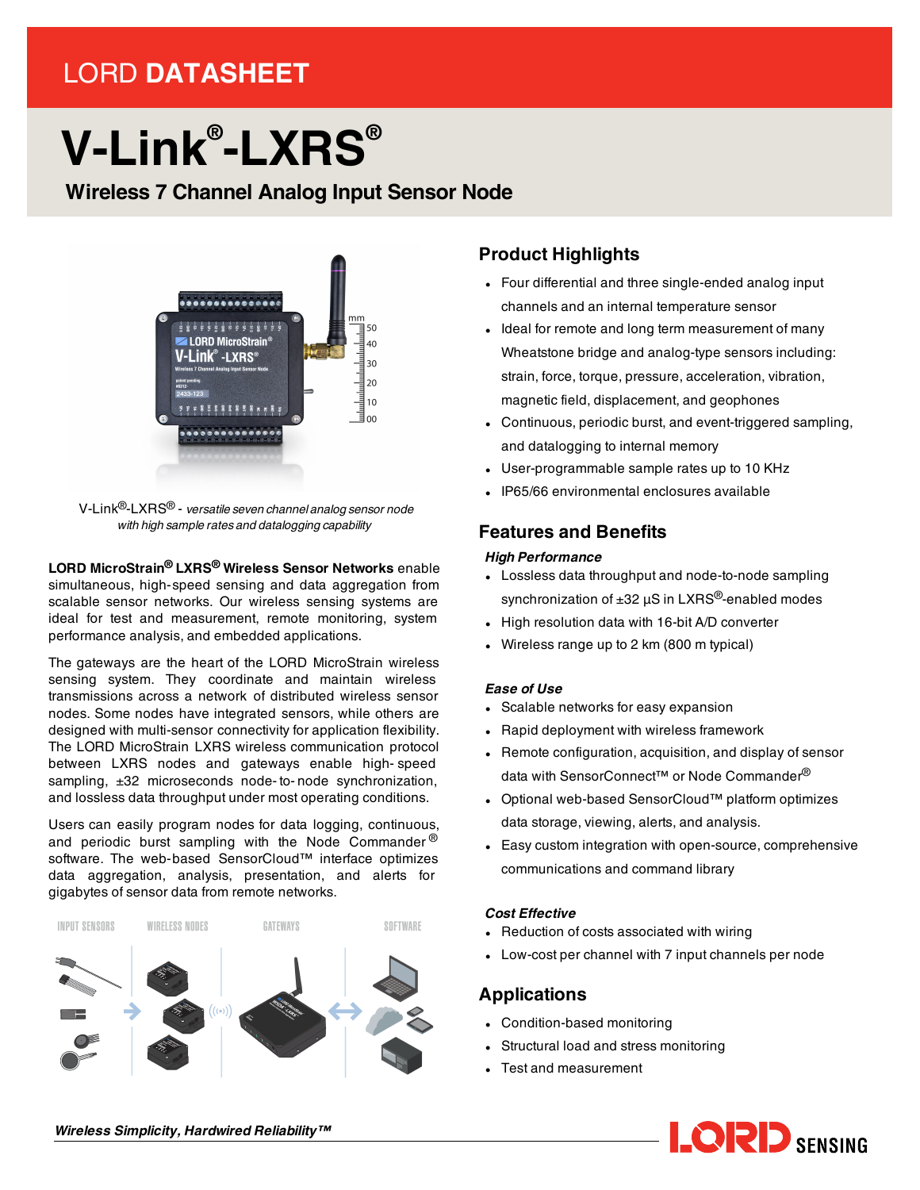LORD **DATASHEET**

# V-Link®-LXRS®

## Wireless 7 Channel Analog Input Sensor Node

V-Link®-LXRS® - *versatile seven channel analog sensor node with high sample rates and datalogging capability*

**LORD MicroStrain® LXRS® Wireless Sensor Networks** enable simultaneous, high-speed sensing and data aggregation from scalable sensor networks. Our wireless sensing systems are ideal for test and measurement, remote monitoring, system performance analysis, and embedded applications.

The gateways are the heart of the LORD MicroStrain wireless sensing system. They coordinate and maintain wireless transmissions across a network of distributed wireless sensor nodes. Some nodes have integrated sensors, while others are designed with multi-sensor connectivity for application flexibility. The LORD MicroStrain LXRS wireless communication protocol between LXRS nodes and gateways enable high-speed sampling, ±32 microseconds node-to-node synchronization, and lossless data throughput under most operating conditions.

Users can easily program nodes for data logging, continuous, and periodic burst sampling with the Node Commander® software. The web-based SensorCloud™ interface optimizes data aggregation, analysis, presentation, and alerts for gigabytes of sensor data from remote networks.

INPUT SENSORS — WIRELESS NODES — GATEWAYS — SOFTWARE

## Product Highlights

- Four differential and three single-ended analog input channels and an internal temperature sensor
- Ideal for remote and long term measurement of many Wheatstone bridge and analog-type sensors including: strain, force, torque, pressure, acceleration, vibration, magnetic field, displacement, and geophones
- Continuous, periodic burst, and event-triggered sampling, and datalogging to internal memory
- User-programmable sample rates up to 10 KHz
- IP65/66 environmental enclosures available

## Features and Benefits

***High Performance***

- Lossless data throughput and node-to-node sampling synchronization of ±32 µS in LXRS®-enabled modes
- High resolution data with 16-bit A/D converter
- Wireless range up to 2 km (800 m typical)

***Ease of Use***

- Scalable networks for easy expansion
- Rapid deployment with wireless framework
- Remote configuration, acquisition, and display of sensor data with SensorConnect™ or Node Commander®
- Optional web-based SensorCloud™ platform optimizes data storage, viewing, alerts, and analysis.
- Easy custom integration with open-source, comprehensive communications and command library

***Cost Effective***

- Reduction of costs associated with wiring
- Low-cost per channel with 7 input channels per node

## Applications

- Condition-based monitoring
- Structural load and stress monitoring
- Test and measurement

***Wireless Simplicity, Hardwired Reliability™***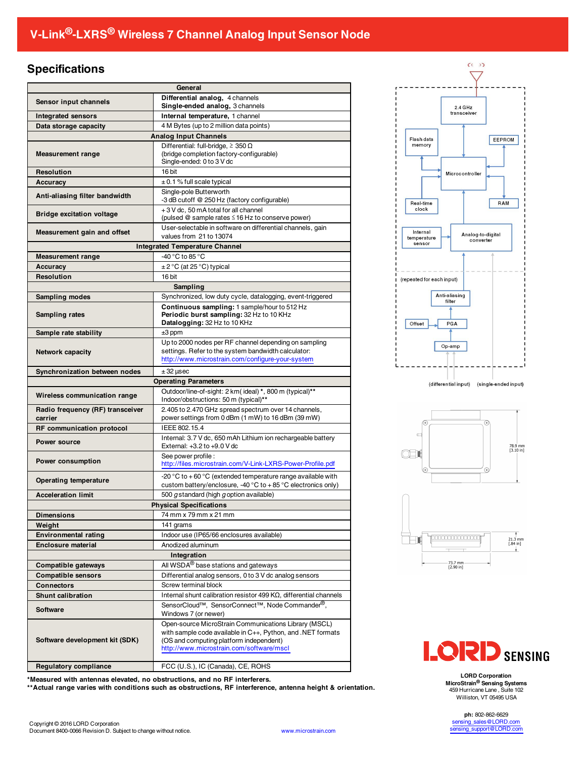# V-Link®-LXRS® Wireless 7 Channel Analog Input Sensor Node

## Specifications

| | |
|---|---|
| **General** | |
| **Sensor input channels** | **Differential analog,** 4 channels<br>**Single-ended analog,** 3 channels |
| **Integrated sensors** | **Internal temperature,** 1 channel |
| **Data storage capacity** | 4 M Bytes (up to 2 million data points) |
| **Analog Input Channels** | |
| **Measurement range** | Differential: full-bridge, ≥ 350 Ω<br>(bridge completion factory-configurable)<br>Single-ended: 0 to 3 V dc |
| **Resolution** | 16 bit |
| **Accuracy** | ± 0.1 % full scale typical |
| **Anti-aliasing filter bandwidth** | Single-pole Butterworth<br>-3 dB cutoff @ 250 Hz (factory configurable) |
| **Bridge excitation voltage** | + 3 V dc, 50 mA total for all channel<br>(pulsed @ sample rates ≤ 16 Hz to conserve power) |
| **Measurement gain and offset** | User-selectable in software on differential channels, gain values from 21 to 13074 |
| **Integrated Temperature Channel** | |
| **Measurement range** | -40 °C to 85 °C |
| **Accuracy** | ± 2 °C (at 25 °C) typical |
| **Resolution** | 16 bit |
| **Sampling** | |
| **Sampling modes** | Synchronized, low duty cycle, datalogging, event-triggered |
| **Sampling rates** | **Continuous sampling:** 1 sample/hour to 512 Hz<br>**Periodic burst sampling:** 32 Hz to 10 KHz<br>**Datalogging:** 32 Hz to 10 KHz |
| **Sample rate stability** | ±3 ppm |
| **Network capacity** | Up to 2000 nodes per RF channel depending on sampling settings. Refer to the system bandwidth calculator: http://www.microstrain.com/configure-your-system |
| **Synchronization between nodes** | ± 32 µsec |
| **Operating Parameters** | |
| **Wireless communication range** | Outdoor/line-of-sight: 2 km( ideal) *, 800 m (typical)**<br>Indoor/obstructions: 50 m (typical)** |
| **Radio frequency (RF) transceiver carrier** | 2.405 to 2.470 GHz spread spectrum over 14 channels, power settings from 0 dBm (1 mW) to 16 dBm (39 mW) |
| **RF communication protocol** | IEEE 802.15.4 |
| **Power source** | Internal: 3.7 V dc, 650 mAh Lithium ion rechargeable battery<br>External: +3.2 to +9.0 V dc |
| **Power consumption** | See power profile :<br>http://files.microstrain.com/V-Link-LXRS-Power-Profile.pdf |
| **Operating temperature** | -20 °C to + 60 °C (extended temperature range available with custom battery/enclosure, -40 °C to + 85 °C electronics only) |
| **Acceleration limit** | 500 *g* standard (high *g* option available) |
| **Physical Specifications** | |
| **Dimensions** | 74 mm x 79 mm x 21 mm |
| **Weight** | 141 grams |
| **Environmental rating** | Indoor use (IP65/66 enclosures available) |
| **Enclosure material** | Anodized aluminum |
| **Integration** | |
| **Compatible gateways** | All WSDA® base stations and gateways |
| **Compatible sensors** | Differential analog sensors, 0 to 3 V dc analog sensors |
| **Connectors** | Screw terminal block |
| **Shunt calibration** | Internal shunt calibration resistor 499 KΩ, differential channels |
| **Software** | SensorCloud™, SensorConnect™, Node Commander®, Windows 7 (or newer) |
| **Software development kit (SDK)** | Open-source MicroStrain Communications Library (MSCL) with sample code available in C++, Python, and .NET formats (OS and computing platform independent)<br>http://www.microstrain.com/software/mscl |
| **Regulatory compliance** | FCC (U.S.), IC (Canada), CE, ROHS |

**\*Measured with antennas elevated, no obstructions, and no RF interferers.**
**\*\*Actual range varies with conditions such as obstructions, RF interference, antenna height & orientation.**

2.4 GHz transceiver
Flash data memory
EEPROM
Microcontroller
Real-time clock
RAM
Internal temperature sensor
Analog-to-digital converter
(repeated for each input)
Anti-aliasing filter
Offset
PGA
Op-amp
(differential input)
(single-ended input)

78.9 mm [3.10 in]
21.3 mm [.84 in]
73.7 mm [2.90 in]

**LORD SENSING**

**LORD Corporation**
**MicroStrain® Sensing Systems**
459 Hurricane Lane , Suite 102
Williston, VT 05495 USA

**ph:** 802-862-6629
sensing_sales@LORD.com
sensing_support@LORD.com

Copyright © 2016 LORD Corporation
Document 8400-0066 Revision D. Subject to change without notice.

www.microstrain.com